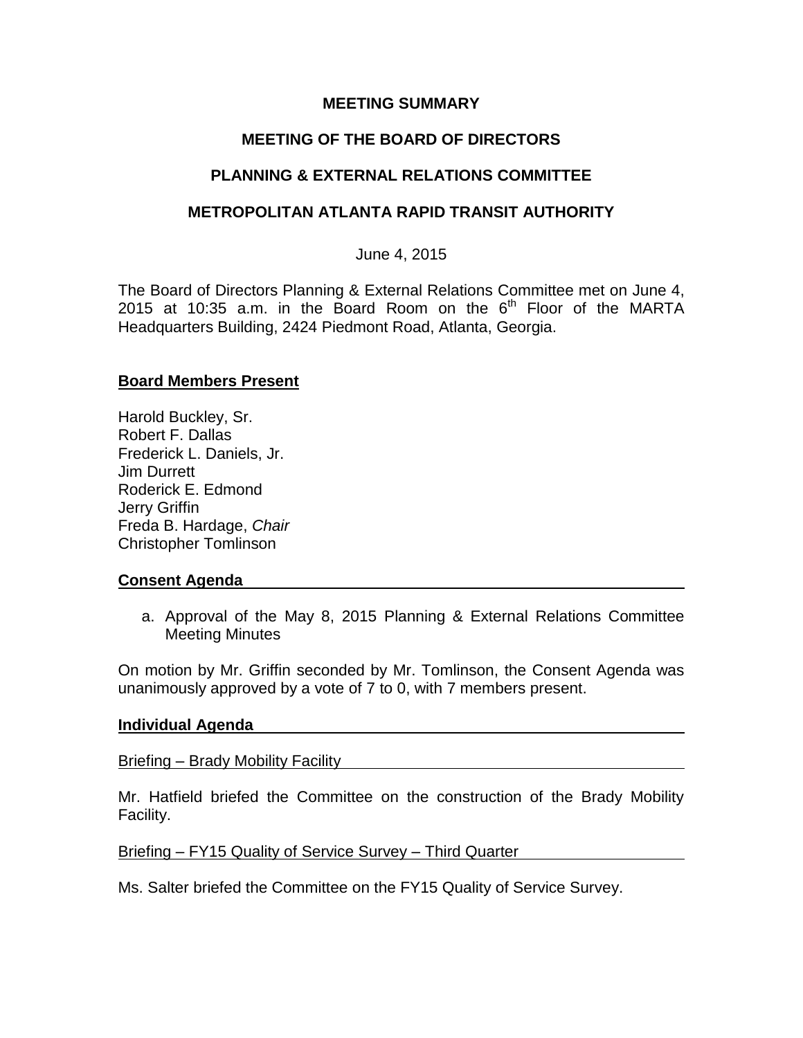**MEETING SUMMARY**

**MEETING OF THE BOARD OF DIRECTORS**

**PLANNING & EXTERNAL RELATIONS COMMITTEE**

**METROPOLITAN ATLANTA RAPID TRANSIT AUTHORITY**

June 4, 2015

The Board of Directors Planning & External Relations Committee met on June 4, 2015 at 10:35 a.m. in the Board Room on the 6th Floor of the MARTA Headquarters Building, 2424 Piedmont Road, Atlanta, Georgia.

**Board Members Present**

Harold Buckley, Sr.
Robert F. Dallas
Frederick L. Daniels, Jr.
Jim Durrett
Roderick E. Edmond
Jerry Griffin
Freda B. Hardage, *Chair*
Christopher Tomlinson

**Consent Agenda**

a. Approval of the May 8, 2015 Planning & External Relations Committee Meeting Minutes

On motion by Mr. Griffin seconded by Mr. Tomlinson, the Consent Agenda was unanimously approved by a vote of 7 to 0, with 7 members present.

**Individual Agenda**

Briefing – Brady Mobility Facility

Mr. Hatfield briefed the Committee on the construction of the Brady Mobility Facility.

Briefing – FY15 Quality of Service Survey – Third Quarter

Ms. Salter briefed the Committee on the FY15 Quality of Service Survey.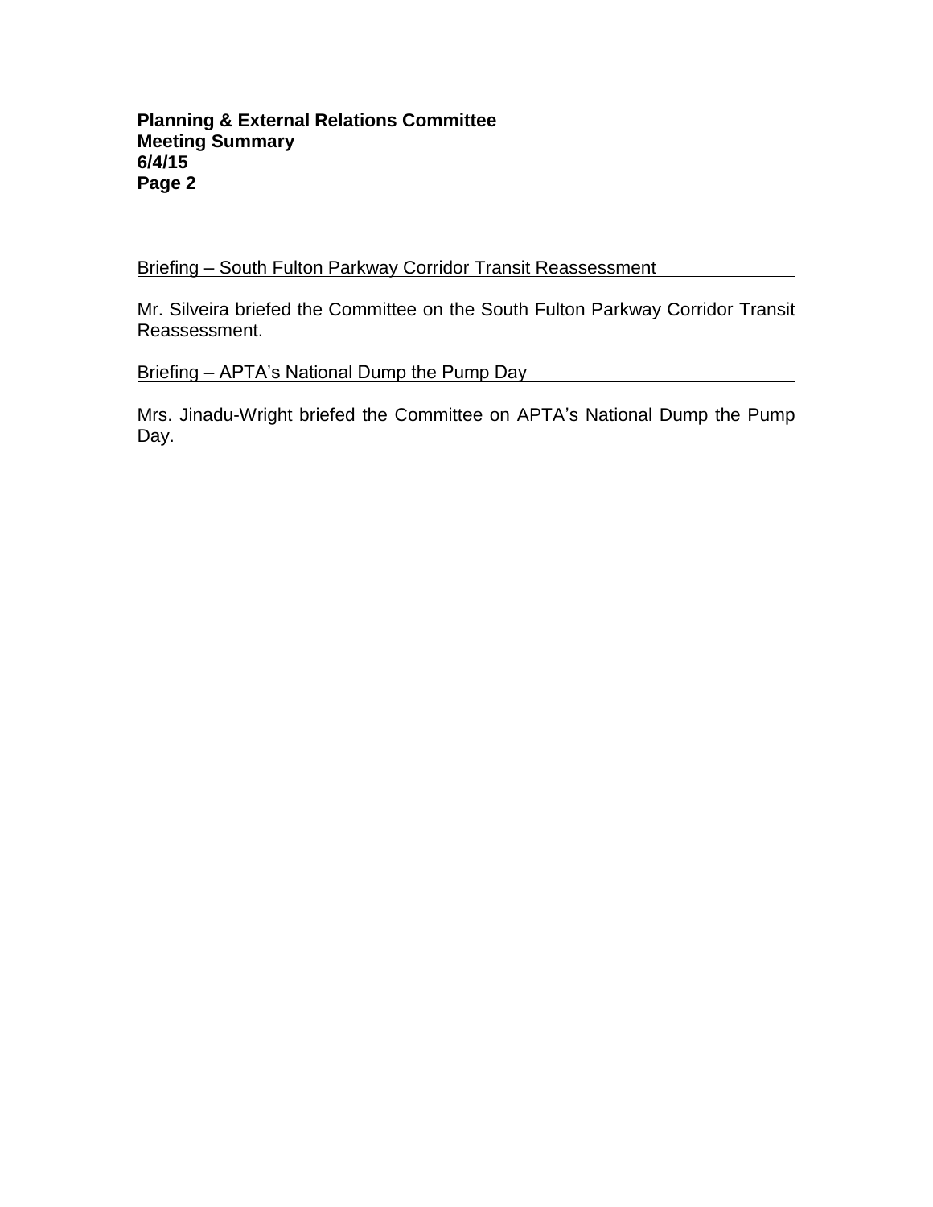Briefing – South Fulton Parkway Corridor Transit Reassessment

Mr. Silveira briefed the Committee on the South Fulton Parkway Corridor Transit Reassessment.

Briefing – APTA's National Dump the Pump Day

Mrs. Jinadu-Wright briefed the Committee on APTA's National Dump the Pump Day.